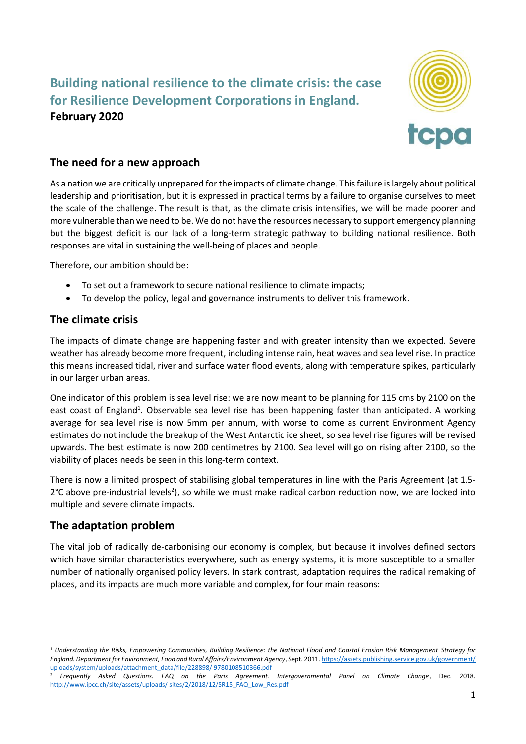# Building national resilience to the climate crisis: the case for Resilience Development Corporations in England.

**February 2020**

## The need for a new approach

As a nation we are critically unprepared for the impacts of climate change. This failure is largely about political leadership and prioritisation, but it is expressed in practical terms by a failure to organise ourselves to meet the scale of the challenge. The result is that, as the climate crisis intensifies, we will be made poorer and more vulnerable than we need to be. We do not have the resources necessary to support emergency planning but the biggest deficit is our lack of a long-term strategic pathway to building national resilience. Both responses are vital in sustaining the well-being of places and people.

Therefore, our ambition should be:

- To set out a framework to secure national resilience to climate impacts;
- To develop the policy, legal and governance instruments to deliver this framework.

## The climate crisis

The impacts of climate change are happening faster and with greater intensity than we expected. Severe weather has already become more frequent, including intense rain, heat waves and sea level rise. In practice this means increased tidal, river and surface water flood events, along with temperature spikes, particularly in our larger urban areas.

One indicator of this problem is sea level rise: we are now meant to be planning for 115 cms by 2100 on the east coast of England[1]. Observable sea level rise has been happening faster than anticipated. A working average for sea level rise is now 5mm per annum, with worse to come as current Environment Agency estimates do not include the breakup of the West Antarctic ice sheet, so sea level rise figures will be revised upwards. The best estimate is now 200 centimetres by 2100. Sea level will go on rising after 2100, so the viability of places needs be seen in this long-term context.

There is now a limited prospect of stabilising global temperatures in line with the Paris Agreement (at 1.5-2°C above pre-industrial levels[2]), so while we must make radical carbon reduction now, we are locked into multiple and severe climate impacts.

## The adaptation problem

The vital job of radically de-carbonising our economy is complex, but because it involves defined sectors which have similar characteristics everywhere, such as energy systems, it is more susceptible to a smaller number of nationally organised policy levers. In stark contrast, adaptation requires the radical remaking of places, and its impacts are much more variable and complex, for four main reasons:

---

[1] *Understanding the Risks, Empowering Communities, Building Resilience: the National Flood and Coastal Erosion Risk Management Strategy for England. Department for Environment, Food and Rural Affairs/Environment Agency*, Sept. 2011. https://assets.publishing.service.gov.uk/government/uploads/system/uploads/attachment_data/file/228898/ 9780108510366.pdf

[2] *Frequently Asked Questions. FAQ on the Paris Agreement. Intergovernmental Panel on Climate Change*, Dec. 2018. http://www.ipcc.ch/site/assets/uploads/ sites/2/2018/12/SR15_FAQ_Low_Res.pdf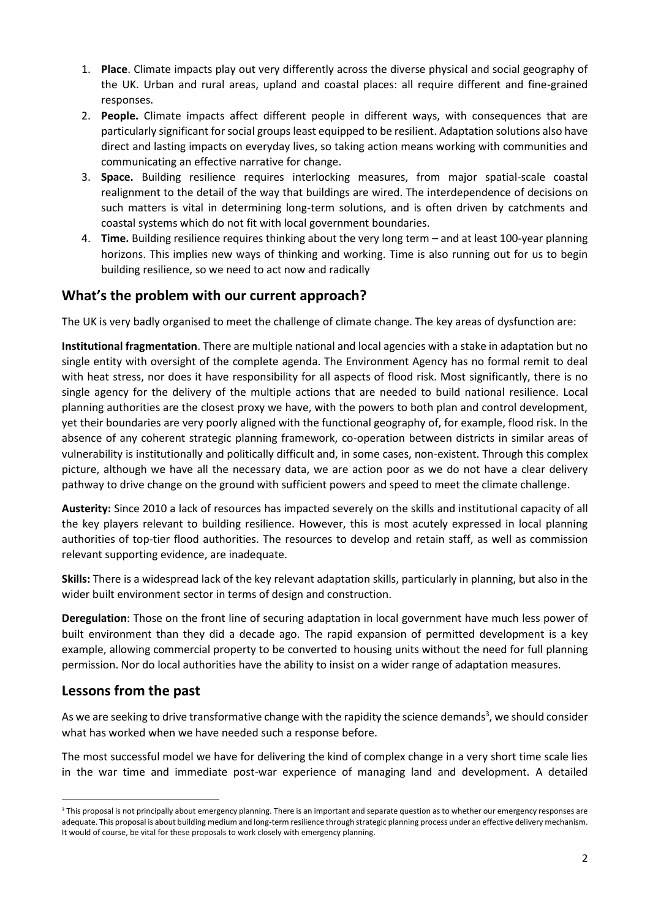1. **Place**. Climate impacts play out very differently across the diverse physical and social geography of the UK. Urban and rural areas, upland and coastal places: all require different and fine-grained responses.
2. **People.** Climate impacts affect different people in different ways, with consequences that are particularly significant for social groups least equipped to be resilient. Adaptation solutions also have direct and lasting impacts on everyday lives, so taking action means working with communities and communicating an effective narrative for change.
3. **Space.** Building resilience requires interlocking measures, from major spatial-scale coastal realignment to the detail of the way that buildings are wired. The interdependence of decisions on such matters is vital in determining long-term solutions, and is often driven by catchments and coastal systems which do not fit with local government boundaries.
4. **Time.** Building resilience requires thinking about the very long term – and at least 100-year planning horizons. This implies new ways of thinking and working. Time is also running out for us to begin building resilience, so we need to act now and radically

## What's the problem with our current approach?

The UK is very badly organised to meet the challenge of climate change. The key areas of dysfunction are:

**Institutional fragmentation**. There are multiple national and local agencies with a stake in adaptation but no single entity with oversight of the complete agenda. The Environment Agency has no formal remit to deal with heat stress, nor does it have responsibility for all aspects of flood risk. Most significantly, there is no single agency for the delivery of the multiple actions that are needed to build national resilience. Local planning authorities are the closest proxy we have, with the powers to both plan and control development, yet their boundaries are very poorly aligned with the functional geography of, for example, flood risk. In the absence of any coherent strategic planning framework, co-operation between districts in similar areas of vulnerability is institutionally and politically difficult and, in some cases, non-existent. Through this complex picture, although we have all the necessary data, we are action poor as we do not have a clear delivery pathway to drive change on the ground with sufficient powers and speed to meet the climate challenge.

**Austerity:** Since 2010 a lack of resources has impacted severely on the skills and institutional capacity of all the key players relevant to building resilience. However, this is most acutely expressed in local planning authorities of top-tier flood authorities. The resources to develop and retain staff, as well as commission relevant supporting evidence, are inadequate.

**Skills:** There is a widespread lack of the key relevant adaptation skills, particularly in planning, but also in the wider built environment sector in terms of design and construction.

**Deregulation**: Those on the front line of securing adaptation in local government have much less power of built environment than they did a decade ago. The rapid expansion of permitted development is a key example, allowing commercial property to be converted to housing units without the need for full planning permission. Nor do local authorities have the ability to insist on a wider range of adaptation measures.

## Lessons from the past

As we are seeking to drive transformative change with the rapidity the science demands[3], we should consider what has worked when we have needed such a response before.

The most successful model we have for delivering the kind of complex change in a very short time scale lies in the war time and immediate post-war experience of managing land and development. A detailed

[3] This proposal is not principally about emergency planning. There is an important and separate question as to whether our emergency responses are adequate. This proposal is about building medium and long-term resilience through strategic planning process under an effective delivery mechanism. It would of course, be vital for these proposals to work closely with emergency planning.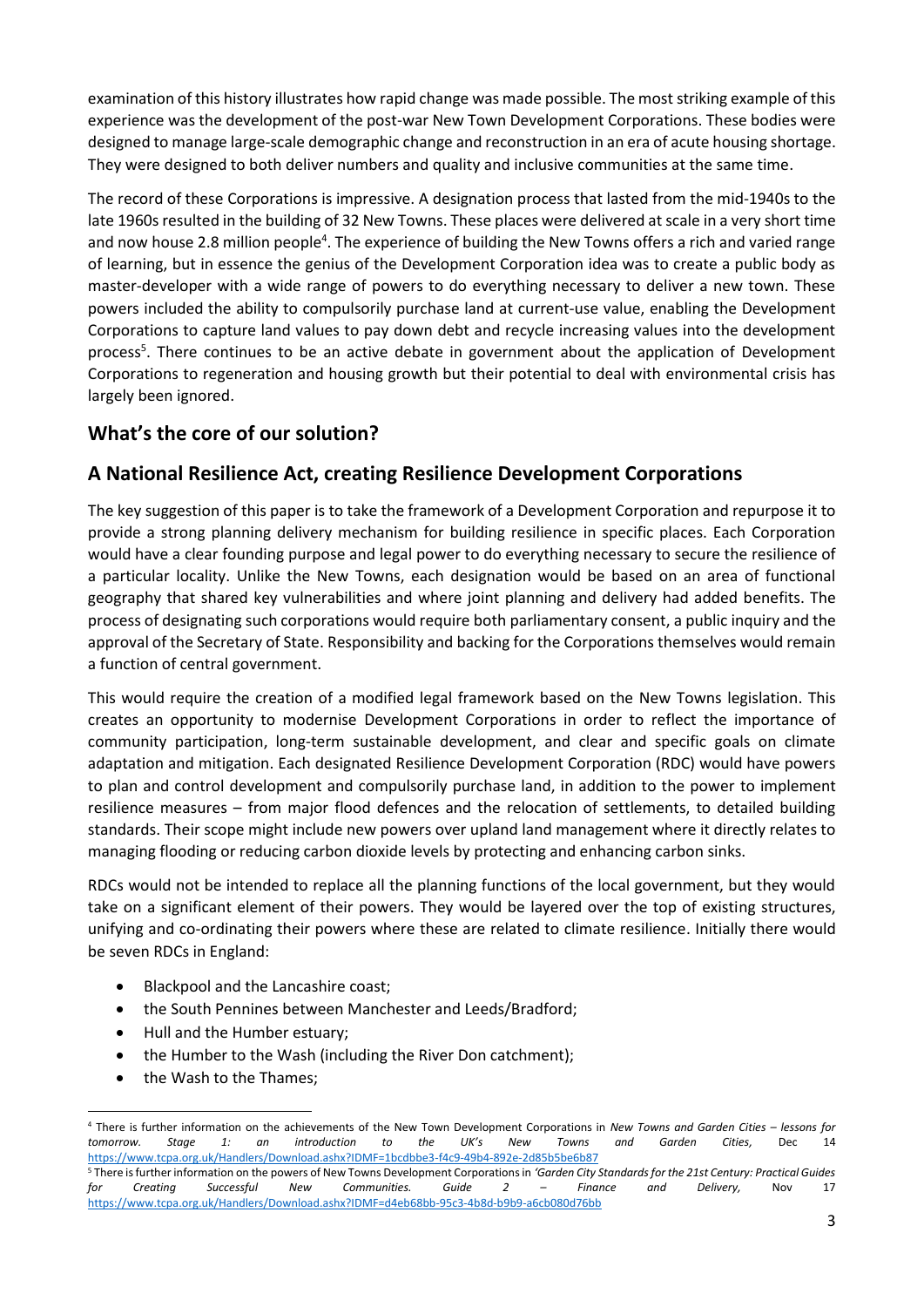examination of this history illustrates how rapid change was made possible. The most striking example of this experience was the development of the post-war New Town Development Corporations. These bodies were designed to manage large-scale demographic change and reconstruction in an era of acute housing shortage. They were designed to both deliver numbers and quality and inclusive communities at the same time.

The record of these Corporations is impressive. A designation process that lasted from the mid-1940s to the late 1960s resulted in the building of 32 New Towns. These places were delivered at scale in a very short time and now house 2.8 million people[4]. The experience of building the New Towns offers a rich and varied range of learning, but in essence the genius of the Development Corporation idea was to create a public body as master-developer with a wide range of powers to do everything necessary to deliver a new town. These powers included the ability to compulsorily purchase land at current-use value, enabling the Development Corporations to capture land values to pay down debt and recycle increasing values into the development process[5]. There continues to be an active debate in government about the application of Development Corporations to regeneration and housing growth but their potential to deal with environmental crisis has largely been ignored.

## What's the core of our solution?

## A National Resilience Act, creating Resilience Development Corporations

The key suggestion of this paper is to take the framework of a Development Corporation and repurpose it to provide a strong planning delivery mechanism for building resilience in specific places. Each Corporation would have a clear founding purpose and legal power to do everything necessary to secure the resilience of a particular locality. Unlike the New Towns, each designation would be based on an area of functional geography that shared key vulnerabilities and where joint planning and delivery had added benefits. The process of designating such corporations would require both parliamentary consent, a public inquiry and the approval of the Secretary of State. Responsibility and backing for the Corporations themselves would remain a function of central government.

This would require the creation of a modified legal framework based on the New Towns legislation. This creates an opportunity to modernise Development Corporations in order to reflect the importance of community participation, long-term sustainable development, and clear and specific goals on climate adaptation and mitigation. Each designated Resilience Development Corporation (RDC) would have powers to plan and control development and compulsorily purchase land, in addition to the power to implement resilience measures – from major flood defences and the relocation of settlements, to detailed building standards. Their scope might include new powers over upland land management where it directly relates to managing flooding or reducing carbon dioxide levels by protecting and enhancing carbon sinks.

RDCs would not be intended to replace all the planning functions of the local government, but they would take on a significant element of their powers. They would be layered over the top of existing structures, unifying and co-ordinating their powers where these are related to climate resilience. Initially there would be seven RDCs in England:

- Blackpool and the Lancashire coast;
- the South Pennines between Manchester and Leeds/Bradford;
- Hull and the Humber estuary;
- the Humber to the Wash (including the River Don catchment);
- the Wash to the Thames;

---

[4] There is further information on the achievements of the New Town Development Corporations in *New Towns and Garden Cities – lessons for tomorrow. Stage 1: an introduction to the UK's New Towns and Garden Cities,* Dec 14 https://www.tcpa.org.uk/Handlers/Download.ashx?IDMF=1bcdbbe3-f4c9-49b4-892e-2d85b5be6b87

[5] There is further information on the powers of New Towns Development Corporations in *'Garden City Standards for the 21st Century: Practical Guides for Creating Successful New Communities. Guide 2 – Finance and Delivery,* Nov 17 https://www.tcpa.org.uk/Handlers/Download.ashx?IDMF=d4eb68bb-95c3-4b8d-b9b9-a6cb080d76bb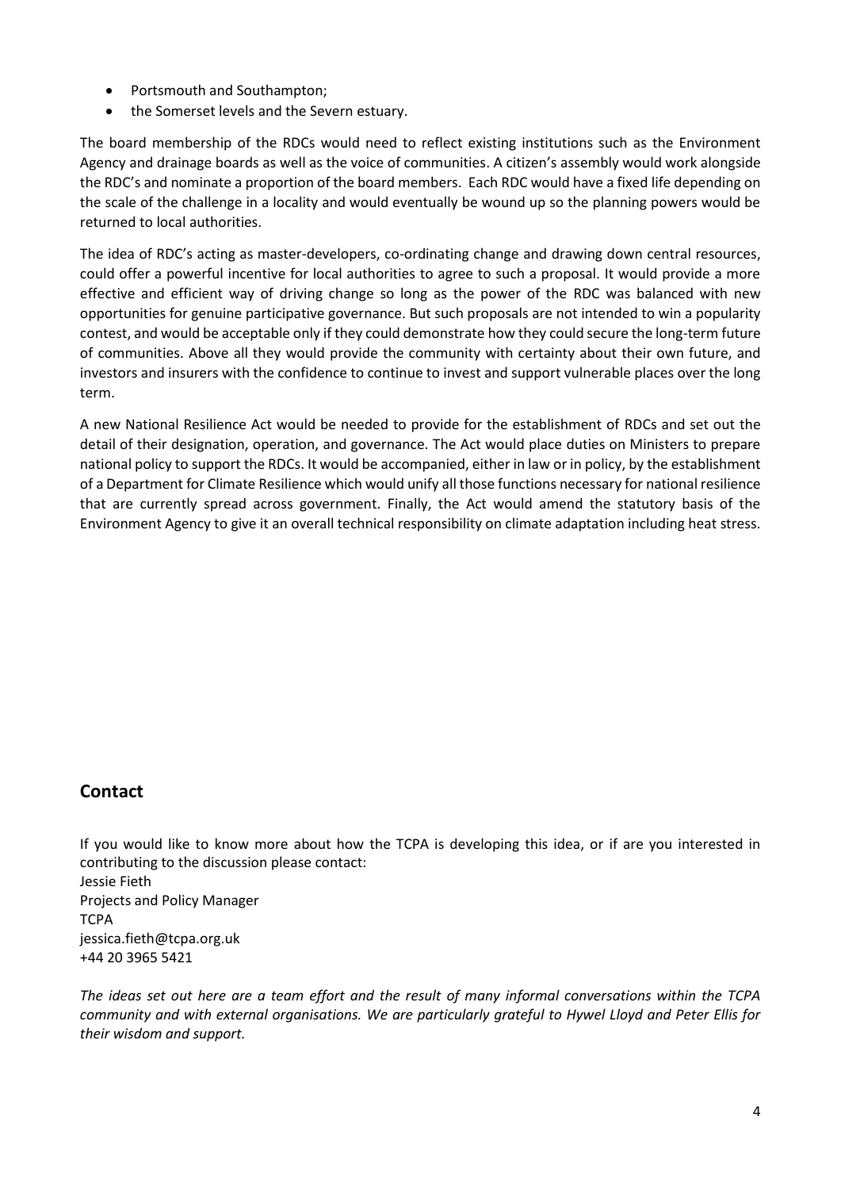- Portsmouth and Southampton;
- the Somerset levels and the Severn estuary.

The board membership of the RDCs would need to reflect existing institutions such as the Environment Agency and drainage boards as well as the voice of communities. A citizen's assembly would work alongside the RDC's and nominate a proportion of the board members. Each RDC would have a fixed life depending on the scale of the challenge in a locality and would eventually be wound up so the planning powers would be returned to local authorities.

The idea of RDC's acting as master-developers, co-ordinating change and drawing down central resources, could offer a powerful incentive for local authorities to agree to such a proposal. It would provide a more effective and efficient way of driving change so long as the power of the RDC was balanced with new opportunities for genuine participative governance. But such proposals are not intended to win a popularity contest, and would be acceptable only if they could demonstrate how they could secure the long-term future of communities. Above all they would provide the community with certainty about their own future, and investors and insurers with the confidence to continue to invest and support vulnerable places over the long term.

A new National Resilience Act would be needed to provide for the establishment of RDCs and set out the detail of their designation, operation, and governance. The Act would place duties on Ministers to prepare national policy to support the RDCs. It would be accompanied, either in law or in policy, by the establishment of a Department for Climate Resilience which would unify all those functions necessary for national resilience that are currently spread across government. Finally, the Act would amend the statutory basis of the Environment Agency to give it an overall technical responsibility on climate adaptation including heat stress.

## Contact

If you would like to know more about how the TCPA is developing this idea, or if are you interested in contributing to the discussion please contact:
Jessie Fieth
Projects and Policy Manager
TCPA
jessica.fieth@tcpa.org.uk
+44 20 3965 5421

*The ideas set out here are a team effort and the result of many informal conversations within the TCPA community and with external organisations. We are particularly grateful to Hywel Lloyd and Peter Ellis for their wisdom and support.*